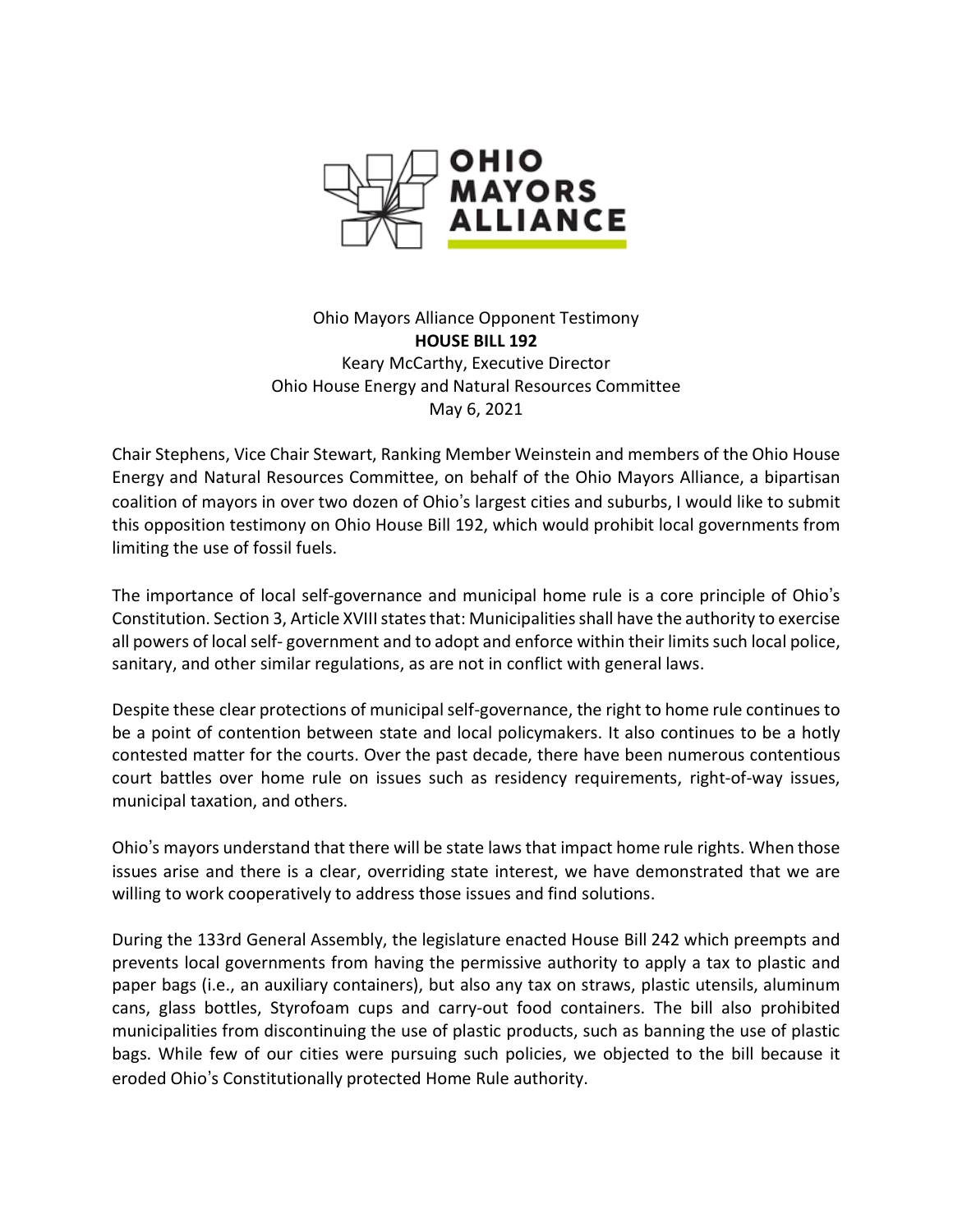OHIO MAYORS ALLIANCE

Ohio Mayors Alliance Opponent Testimony
**HOUSE BILL 192**
Keary McCarthy, Executive Director
Ohio House Energy and Natural Resources Committee
May 6, 2021

Chair Stephens, Vice Chair Stewart, Ranking Member Weinstein and members of the Ohio House Energy and Natural Resources Committee, on behalf of the Ohio Mayors Alliance, a bipartisan coalition of mayors in over two dozen of Ohio's largest cities and suburbs, I would like to submit this opposition testimony on Ohio House Bill 192, which would prohibit local governments from limiting the use of fossil fuels.

The importance of local self-governance and municipal home rule is a core principle of Ohio's Constitution. Section 3, Article XVIII states that: Municipalities shall have the authority to exercise all powers of local self- government and to adopt and enforce within their limits such local police, sanitary, and other similar regulations, as are not in conflict with general laws.

Despite these clear protections of municipal self-governance, the right to home rule continues to be a point of contention between state and local policymakers. It also continues to be a hotly contested matter for the courts. Over the past decade, there have been numerous contentious court battles over home rule on issues such as residency requirements, right-of-way issues, municipal taxation, and others.

Ohio's mayors understand that there will be state laws that impact home rule rights. When those issues arise and there is a clear, overriding state interest, we have demonstrated that we are willing to work cooperatively to address those issues and find solutions.

During the 133rd General Assembly, the legislature enacted House Bill 242 which preempts and prevents local governments from having the permissive authority to apply a tax to plastic and paper bags (i.e., an auxiliary containers), but also any tax on straws, plastic utensils, aluminum cans, glass bottles, Styrofoam cups and carry-out food containers. The bill also prohibited municipalities from discontinuing the use of plastic products, such as banning the use of plastic bags. While few of our cities were pursuing such policies, we objected to the bill because it eroded Ohio's Constitutionally protected Home Rule authority.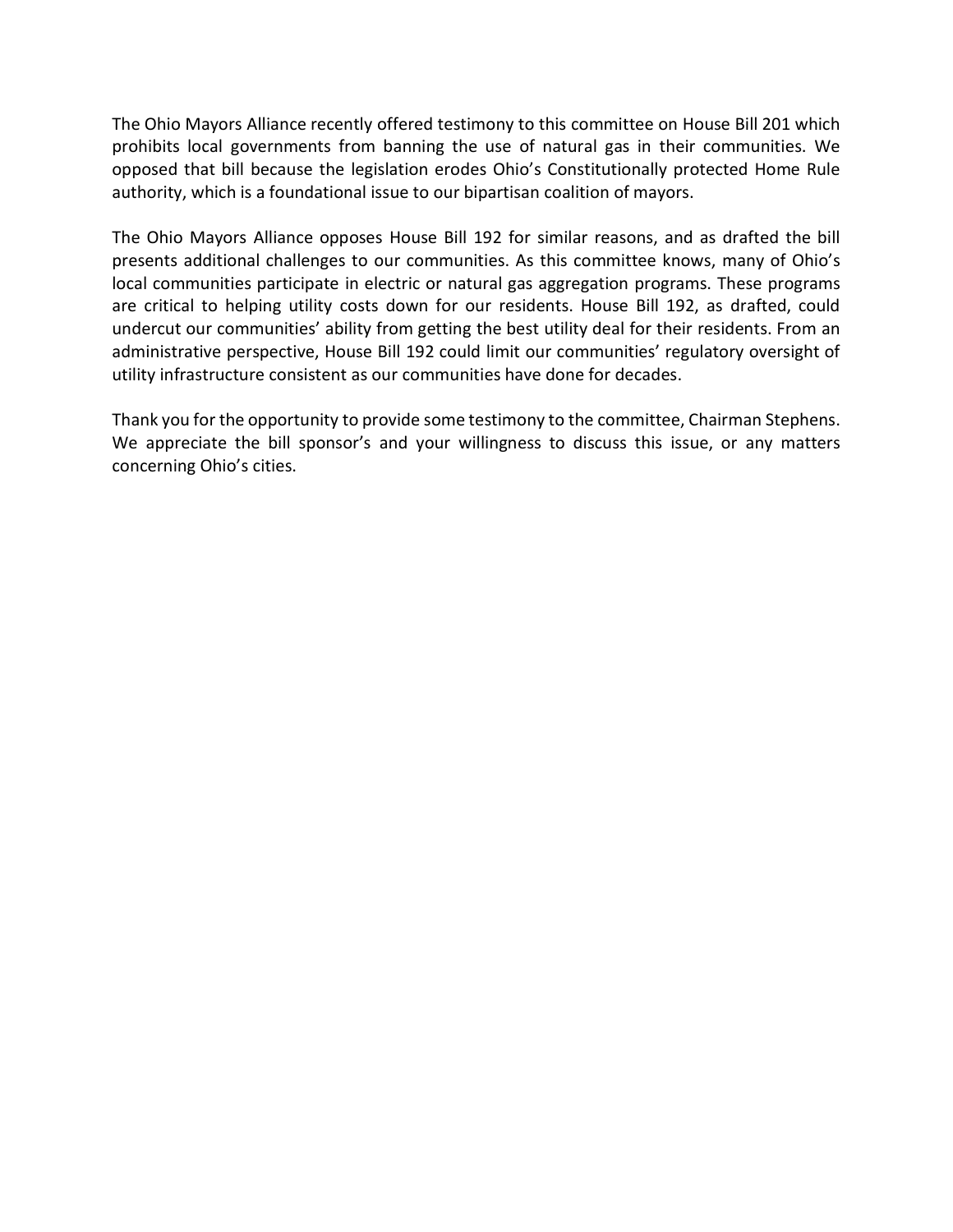The Ohio Mayors Alliance recently offered testimony to this committee on House Bill 201 which prohibits local governments from banning the use of natural gas in their communities. We opposed that bill because the legislation erodes Ohio's Constitutionally protected Home Rule authority, which is a foundational issue to our bipartisan coalition of mayors.

The Ohio Mayors Alliance opposes House Bill 192 for similar reasons, and as drafted the bill presents additional challenges to our communities. As this committee knows, many of Ohio's local communities participate in electric or natural gas aggregation programs. These programs are critical to helping utility costs down for our residents. House Bill 192, as drafted, could undercut our communities' ability from getting the best utility deal for their residents. From an administrative perspective, House Bill 192 could limit our communities' regulatory oversight of utility infrastructure consistent as our communities have done for decades.

Thank you for the opportunity to provide some testimony to the committee, Chairman Stephens. We appreciate the bill sponsor's and your willingness to discuss this issue, or any matters concerning Ohio's cities.